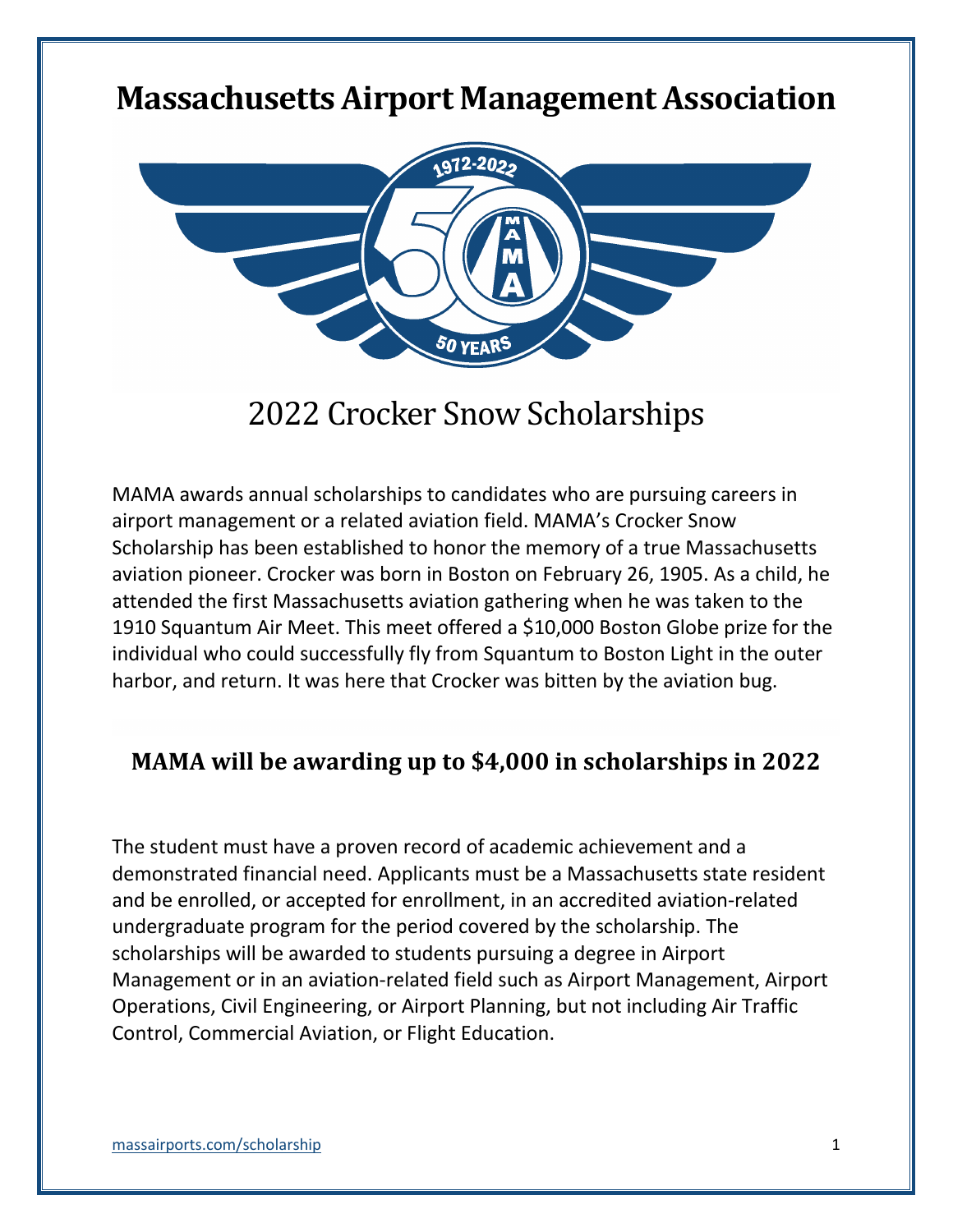# Massachusetts Airport Management Association

## 2022 Crocker Snow Scholarships

MAMA awards annual scholarships to candidates who are pursuing careers in airport management or a related aviation field. MAMA's Crocker Snow Scholarship has been established to honor the memory of a true Massachusetts aviation pioneer. Crocker was born in Boston on February 26, 1905. As a child, he attended the first Massachusetts aviation gathering when he was taken to the 1910 Squantum Air Meet. This meet offered a $10,000 Boston Globe prize for the individual who could successfully fly from Squantum to Boston Light in the outer harbor, and return. It was here that Crocker was bitten by the aviation bug.

### MAMA will be awarding up to $4,000 in scholarships in 2022

The student must have a proven record of academic achievement and a demonstrated financial need. Applicants must be a Massachusetts state resident and be enrolled, or accepted for enrollment, in an accredited aviation-related undergraduate program for the period covered by the scholarship. The scholarships will be awarded to students pursuing a degree in Airport Management or in an aviation-related field such as Airport Management, Airport Operations, Civil Engineering, or Airport Planning, but not including Air Traffic Control, Commercial Aviation, or Flight Education.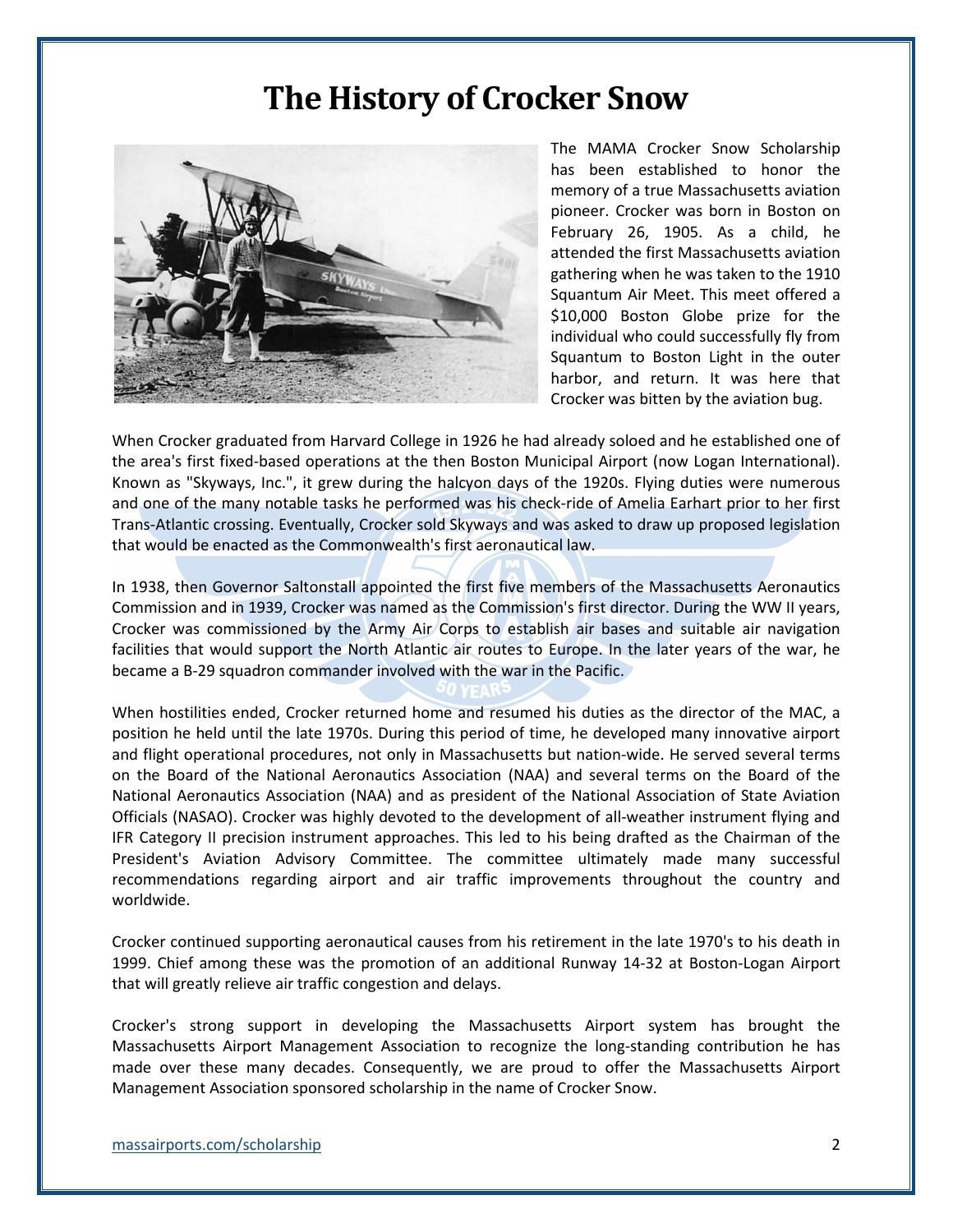# The History of Crocker Snow

The MAMA Crocker Snow Scholarship has been established to honor the memory of a true Massachusetts aviation pioneer. Crocker was born in Boston on February 26, 1905. As a child, he attended the first Massachusetts aviation gathering when he was taken to the 1910 Squantum Air Meet. This meet offered a $10,000 Boston Globe prize for the individual who could successfully fly from Squantum to Boston Light in the outer harbor, and return. It was here that Crocker was bitten by the aviation bug.

When Crocker graduated from Harvard College in 1926 he had already soloed and he established one of the area's first fixed-based operations at the then Boston Municipal Airport (now Logan International). Known as "Skyways, Inc.", it grew during the halcyon days of the 1920s. Flying duties were numerous and one of the many notable tasks he performed was his check-ride of Amelia Earhart prior to her first Trans-Atlantic crossing. Eventually, Crocker sold Skyways and was asked to draw up proposed legislation that would be enacted as the Commonwealth's first aeronautical law.

In 1938, then Governor Saltonstall appointed the first five members of the Massachusetts Aeronautics Commission and in 1939, Crocker was named as the Commission's first director. During the WW II years, Crocker was commissioned by the Army Air Corps to establish air bases and suitable air navigation facilities that would support the North Atlantic air routes to Europe. In the later years of the war, he became a B-29 squadron commander involved with the war in the Pacific.

When hostilities ended, Crocker returned home and resumed his duties as the director of the MAC, a position he held until the late 1970s. During this period of time, he developed many innovative airport and flight operational procedures, not only in Massachusetts but nation-wide. He served several terms on the Board of the National Aeronautics Association (NAA) and several terms on the Board of the National Aeronautics Association (NAA) and as president of the National Association of State Aviation Officials (NASAO). Crocker was highly devoted to the development of all-weather instrument flying and IFR Category II precision instrument approaches. This led to his being drafted as the Chairman of the President's Aviation Advisory Committee. The committee ultimately made many successful recommendations regarding airport and air traffic improvements throughout the country and worldwide.

Crocker continued supporting aeronautical causes from his retirement in the late 1970's to his death in 1999. Chief among these was the promotion of an additional Runway 14-32 at Boston-Logan Airport that will greatly relieve air traffic congestion and delays.

Crocker's strong support in developing the Massachusetts Airport system has brought the Massachusetts Airport Management Association to recognize the long-standing contribution he has made over these many decades. Consequently, we are proud to offer the Massachusetts Airport Management Association sponsored scholarship in the name of Crocker Snow.

massairports.com/scholarship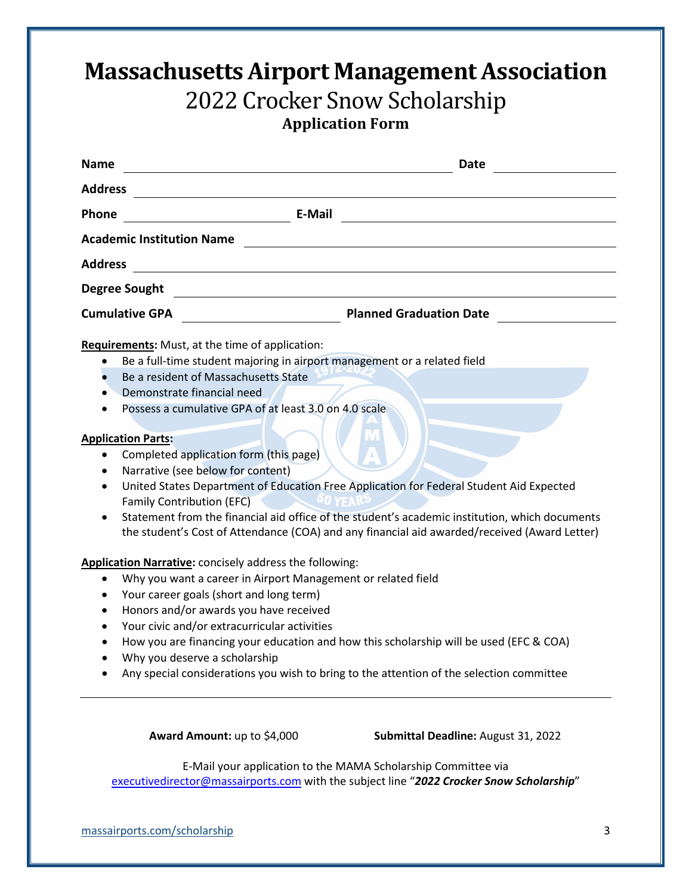# Massachusetts Airport Management Association

## 2022 Crocker Snow Scholarship

### Application Form

**Name** ______________________________ **Date** ______________

**Address** ______________________________

**Phone** ______________ **E-Mail** ______________________________

**Academic Institution Name** ______________________________

**Address** ______________________________

**Degree Sought** ______________________________

**Cumulative GPA** ______________ **Planned Graduation Date** ______________

**Requirements:** Must, at the time of application:

- Be a full-time student majoring in airport management or a related field
- Be a resident of Massachusetts State
- Demonstrate financial need
- Possess a cumulative GPA of at least 3.0 on 4.0 scale

**Application Parts:**

- Completed application form (this page)
- Narrative (see below for content)
- United States Department of Education Free Application for Federal Student Aid Expected Family Contribution (EFC)
- Statement from the financial aid office of the student's academic institution, which documents the student's Cost of Attendance (COA) and any financial aid awarded/received (Award Letter)

**Application Narrative:** concisely address the following:

- Why you want a career in Airport Management or related field
- Your career goals (short and long term)
- Honors and/or awards you have received
- Your civic and/or extracurricular activities
- How you are financing your education and how this scholarship will be used (EFC & COA)
- Why you deserve a scholarship
- Any special considerations you wish to bring to the attention of the selection committee

---

**Award Amount:** up to $4,000 **Submittal Deadline:** August 31, 2022

E-Mail your application to the MAMA Scholarship Committee via executivedirector@massairports.com with the subject line "***2022 Crocker Snow Scholarship***"

massairports.com/scholarship